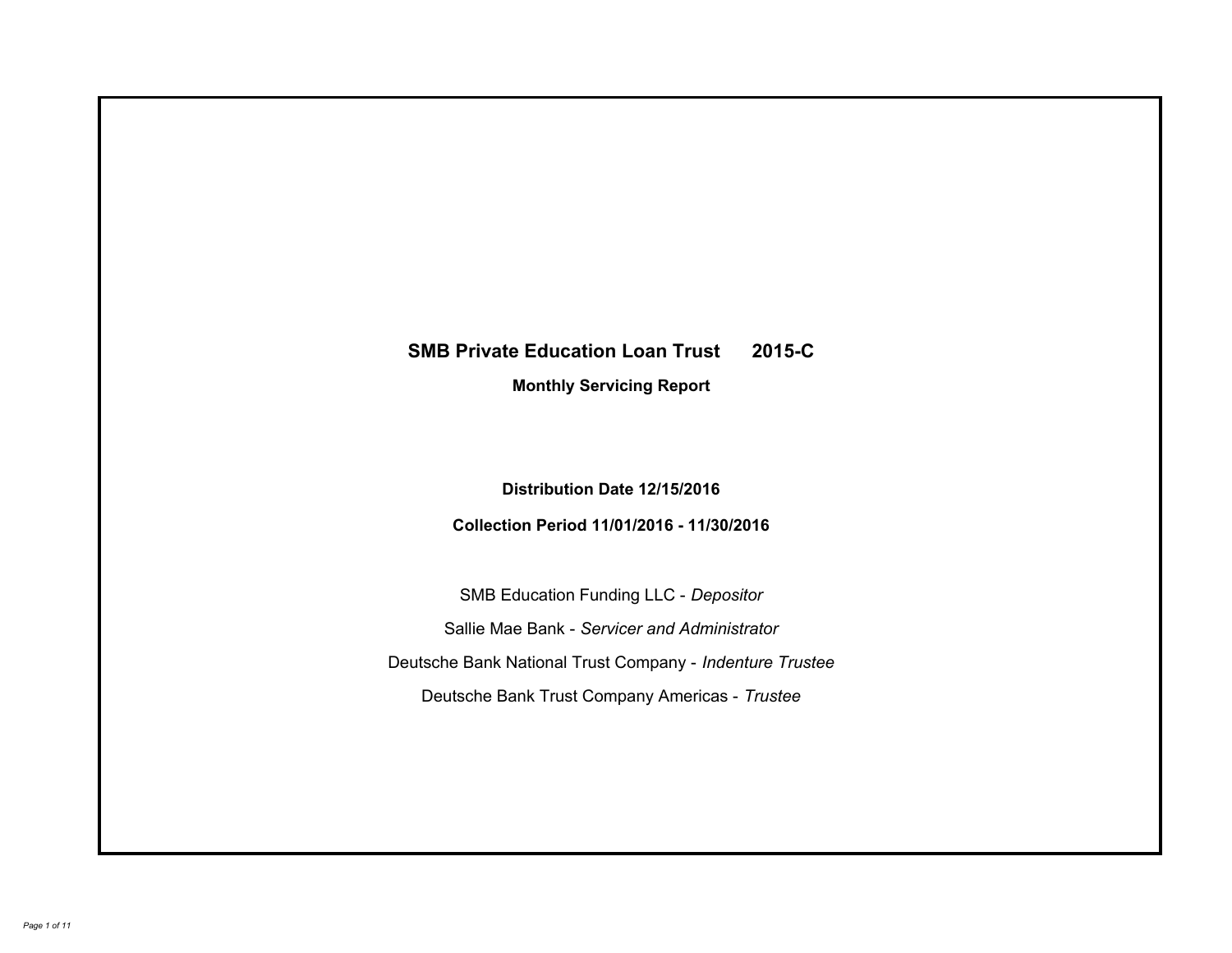# SMB Private Education Loan Trust 2015-C

## Monthly Servicing Report

**Distribution Date 12/15/2016**

**Collection Period 11/01/2016 - 11/30/2016**

SMB Education Funding LLC - *Depositor*

Sallie Mae Bank - *Servicer and Administrator*

Deutsche Bank National Trust Company - *Indenture Trustee*

Deutsche Bank Trust Company Americas - *Trustee*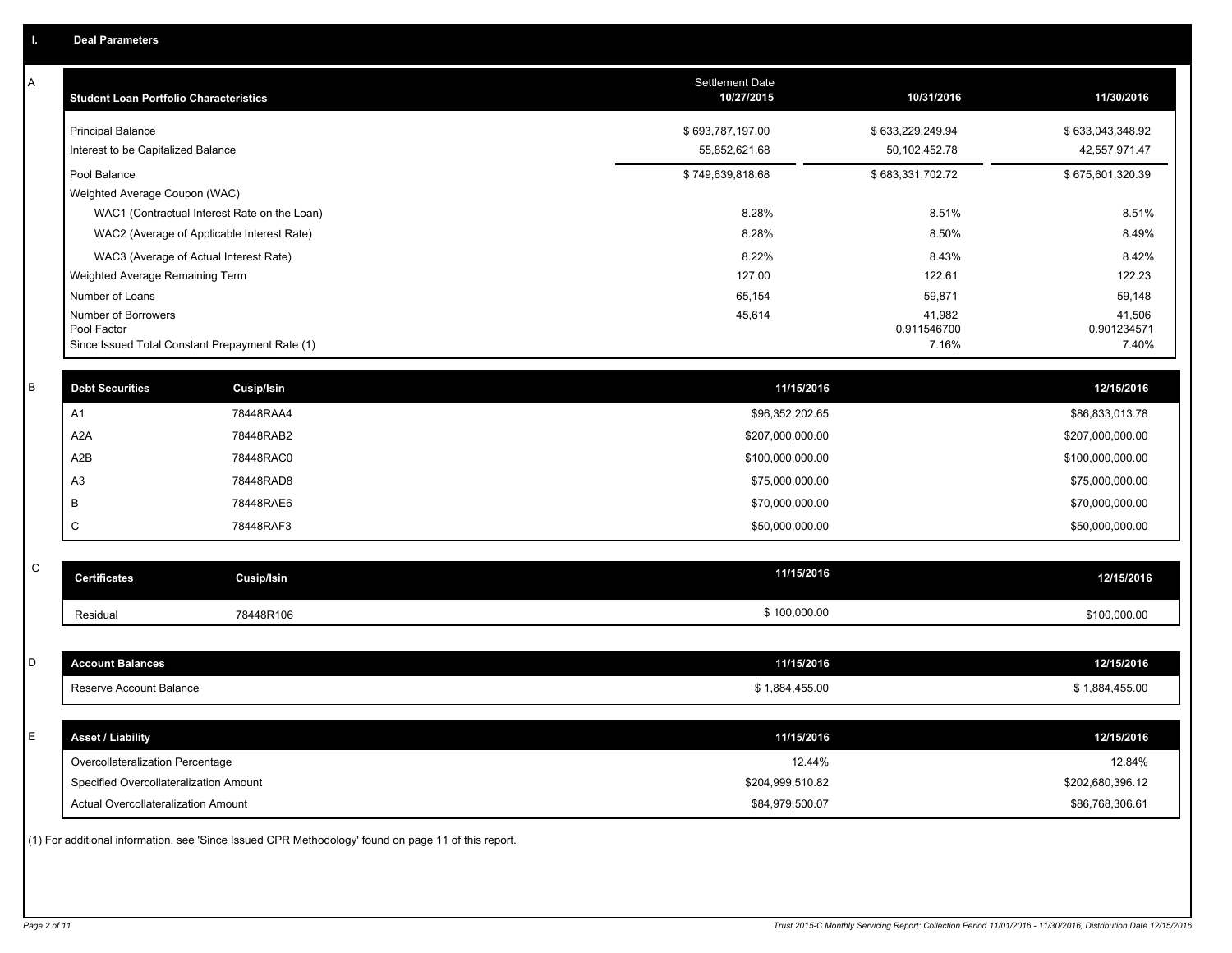# I. Deal Parameters

## A

| Student Loan Portfolio Characteristics | Settlement Date 10/27/2015 | 10/31/2016 | 11/30/2016 |
|---|---|---|---|
| Principal Balance | $ 693,787,197.00 | $ 633,229,249.94 | $ 633,043,348.92 |
| Interest to be Capitalized Balance | 55,852,621.68 | 50,102,452.78 | 42,557,971.47 |
| Pool Balance | $ 749,639,818.68 | $ 683,331,702.72 | $ 675,601,320.39 |
| Weighted Average Coupon (WAC) | | | |
| WAC1 (Contractual Interest Rate on the Loan) | 8.28% | 8.51% | 8.51% |
| WAC2 (Average of Applicable Interest Rate) | 8.28% | 8.50% | 8.49% |
| WAC3 (Average of Actual Interest Rate) | 8.22% | 8.43% | 8.42% |
| Weighted Average Remaining Term | 127.00 | 122.61 | 122.23 |
| Number of Loans | 65,154 | 59,871 | 59,148 |
| Number of Borrowers | 45,614 | 41,982 | 41,506 |
| Pool Factor | | 0.911546700 | 0.901234571 |
| Since Issued Total Constant Prepayment Rate (1) | | 7.16% | 7.40% |

## B

| Debt Securities | Cusip/Isin | 11/15/2016 | 12/15/2016 |
|---|---|---|---|
| A1 | 78448RAA4 | $96,352,202.65 | $86,833,013.78 |
| A2A | 78448RAB2 | $207,000,000.00 | $207,000,000.00 |
| A2B | 78448RAC0 | $100,000,000.00 | $100,000,000.00 |
| A3 | 78448RAD8 | $75,000,000.00 | $75,000,000.00 |
| B | 78448RAE6 | $70,000,000.00 | $70,000,000.00 |
| C | 78448RAF3 | $50,000,000.00 | $50,000,000.00 |

## C

| Certificates | Cusip/Isin | 11/15/2016 | 12/15/2016 |
|---|---|---|---|
| Residual | 78448R106 | $ 100,000.00 | $100,000.00 |

## D

| Account Balances | 11/15/2016 | 12/15/2016 |
|---|---|---|
| Reserve Account Balance | $ 1,884,455.00 | $ 1,884,455.00 |

## E

| Asset / Liability | 11/15/2016 | 12/15/2016 |
|---|---|---|
| Overcollateralization Percentage | 12.44% | 12.84% |
| Specified Overcollateralization Amount | $204,999,510.82 | $202,680,396.12 |
| Actual Overcollateralization Amount | $84,979,500.07 | $86,768,306.61 |

(1) For additional information, see 'Since Issued CPR Methodology' found on page 11 of this report.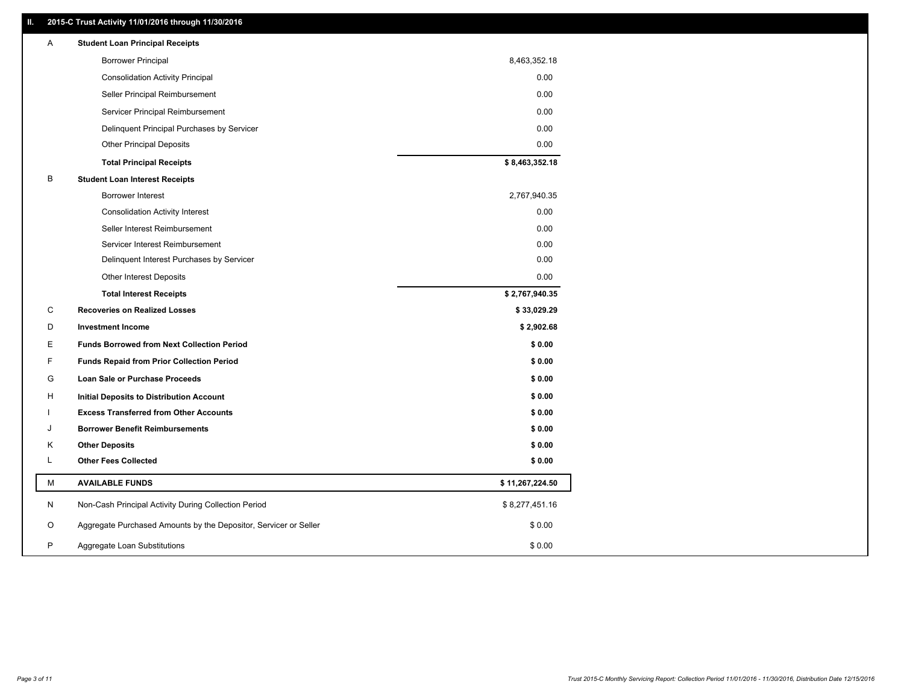## II. 2015-C Trust Activity 11/01/2016 through 11/30/2016

| | | |
|---|---|---|
| A | **Student Loan Principal Receipts** | |
| | Borrower Principal | 8,463,352.18 |
| | Consolidation Activity Principal | 0.00 |
| | Seller Principal Reimbursement | 0.00 |
| | Servicer Principal Reimbursement | 0.00 |
| | Delinquent Principal Purchases by Servicer | 0.00 |
| | Other Principal Deposits | 0.00 |
| | **Total Principal Receipts** | **$ 8,463,352.18** |
| B | **Student Loan Interest Receipts** | |
| | Borrower Interest | 2,767,940.35 |
| | Consolidation Activity Interest | 0.00 |
| | Seller Interest Reimbursement | 0.00 |
| | Servicer Interest Reimbursement | 0.00 |
| | Delinquent Interest Purchases by Servicer | 0.00 |
| | Other Interest Deposits | 0.00 |
| | **Total Interest Receipts** | **$ 2,767,940.35** |
| C | **Recoveries on Realized Losses** | **$ 33,029.29** |
| D | **Investment Income** | **$ 2,902.68** |
| E | **Funds Borrowed from Next Collection Period** | **$ 0.00** |
| F | **Funds Repaid from Prior Collection Period** | **$ 0.00** |
| G | **Loan Sale or Purchase Proceeds** | **$ 0.00** |
| H | **Initial Deposits to Distribution Account** | **$ 0.00** |
| I | **Excess Transferred from Other Accounts** | **$ 0.00** |
| J | **Borrower Benefit Reimbursements** | **$ 0.00** |
| K | **Other Deposits** | **$ 0.00** |
| L | **Other Fees Collected** | **$ 0.00** |
| M | **AVAILABLE FUNDS** | **$ 11,267,224.50** |
| N | Non-Cash Principal Activity During Collection Period | $ 8,277,451.16 |
| O | Aggregate Purchased Amounts by the Depositor, Servicer or Seller | $ 0.00 |
| P | Aggregate Loan Substitutions | $ 0.00 |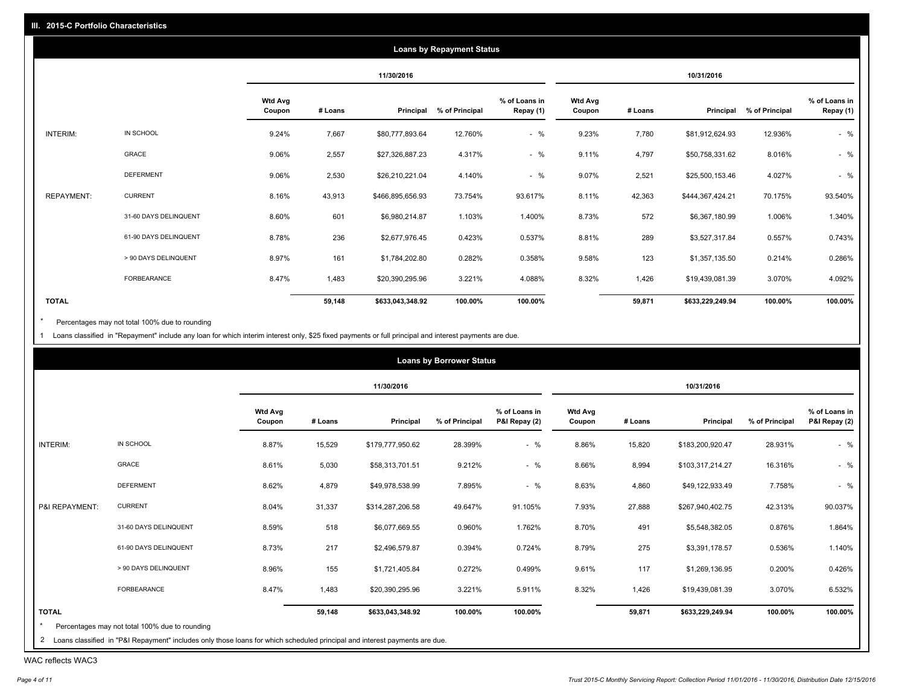## III. 2015-C Portfolio Characteristics

### Loans by Repayment Status

| | | 11/30/2016 | | | | | 10/31/2016 | | | | |
|---|---|---|---|---|---|---|---|---|---|---|---|
| | | Wtd Avg Coupon | # Loans | Principal | % of Principal | % of Loans in Repay (1) | Wtd Avg Coupon | # Loans | Principal | % of Principal | % of Loans in Repay (1) |
| INTERIM: | IN SCHOOL | 9.24% | 7,667 | $80,777,893.64 | 12.760% | - % | 9.23% | 7,780 | $81,912,624.93 | 12.936% | - % |
| | GRACE | 9.06% | 2,557 | $27,326,887.23 | 4.317% | - % | 9.11% | 4,797 | $50,758,331.62 | 8.016% | - % |
| | DEFERMENT | 9.06% | 2,530 | $26,210,221.04 | 4.140% | - % | 9.07% | 2,521 | $25,500,153.46 | 4.027% | - % |
| REPAYMENT: | CURRENT | 8.16% | 43,913 | $466,895,656.93 | 73.754% | 93.617% | 8.11% | 42,363 | $444,367,424.21 | 70.175% | 93.540% |
| | 31-60 DAYS DELINQUENT | 8.60% | 601 | $6,980,214.87 | 1.103% | 1.400% | 8.73% | 572 | $6,367,180.99 | 1.006% | 1.340% |
| | 61-90 DAYS DELINQUENT | 8.78% | 236 | $2,677,976.45 | 0.423% | 0.537% | 8.81% | 289 | $3,527,317.84 | 0.557% | 0.743% |
| | > 90 DAYS DELINQUENT | 8.97% | 161 | $1,784,202.80 | 0.282% | 0.358% | 9.58% | 123 | $1,357,135.50 | 0.214% | 0.286% |
| | FORBEARANCE | 8.47% | 1,483 | $20,390,295.96 | 3.221% | 4.088% | 8.32% | 1,426 | $19,439,081.39 | 3.070% | 4.092% |
| **TOTAL** | | | **59,148** | **$633,043,348.92** | **100.00%** | **100.00%** | | **59,871** | **$633,229,249.94** | **100.00%** | **100.00%** |

\* Percentages may not total 100% due to rounding

1 Loans classified in "Repayment" include any loan for which interim interest only, $25 fixed payments or full principal and interest payments are due.

### Loans by Borrower Status

| | | 11/30/2016 | | | | | 10/31/2016 | | | | |
|---|---|---|---|---|---|---|---|---|---|---|---|
| | | Wtd Avg Coupon | # Loans | Principal | % of Principal | % of Loans in P&I Repay (2) | Wtd Avg Coupon | # Loans | Principal | % of Principal | % of Loans in P&I Repay (2) |
| INTERIM: | IN SCHOOL | 8.87% | 15,529 | $179,777,950.62 | 28.399% | - % | 8.86% | 15,820 | $183,200,920.47 | 28.931% | - % |
| | GRACE | 8.61% | 5,030 | $58,313,701.51 | 9.212% | - % | 8.66% | 8,994 | $103,317,214.27 | 16.316% | - % |
| | DEFERMENT | 8.62% | 4,879 | $49,978,538.99 | 7.895% | - % | 8.63% | 4,860 | $49,122,933.49 | 7.758% | - % |
| P&I REPAYMENT: | CURRENT | 8.04% | 31,337 | $314,287,206.58 | 49.647% | 91.105% | 7.93% | 27,888 | $267,940,402.75 | 42.313% | 90.037% |
| | 31-60 DAYS DELINQUENT | 8.59% | 518 | $6,077,669.55 | 0.960% | 1.762% | 8.70% | 491 | $5,548,382.05 | 0.876% | 1.864% |
| | 61-90 DAYS DELINQUENT | 8.73% | 217 | $2,496,579.87 | 0.394% | 0.724% | 8.79% | 275 | $3,391,178.57 | 0.536% | 1.140% |
| | > 90 DAYS DELINQUENT | 8.96% | 155 | $1,721,405.84 | 0.272% | 0.499% | 9.61% | 117 | $1,269,136.95 | 0.200% | 0.426% |
| | FORBEARANCE | 8.47% | 1,483 | $20,390,295.96 | 3.221% | 5.911% | 8.32% | 1,426 | $19,439,081.39 | 3.070% | 6.532% |
| **TOTAL** | | | **59,148** | **$633,043,348.92** | **100.00%** | **100.00%** | | **59,871** | **$633,229,249.94** | **100.00%** | **100.00%** |

\* Percentages may not total 100% due to rounding

2 Loans classified in "P&I Repayment" includes only those loans for which scheduled principal and interest payments are due.

WAC reflects WAC3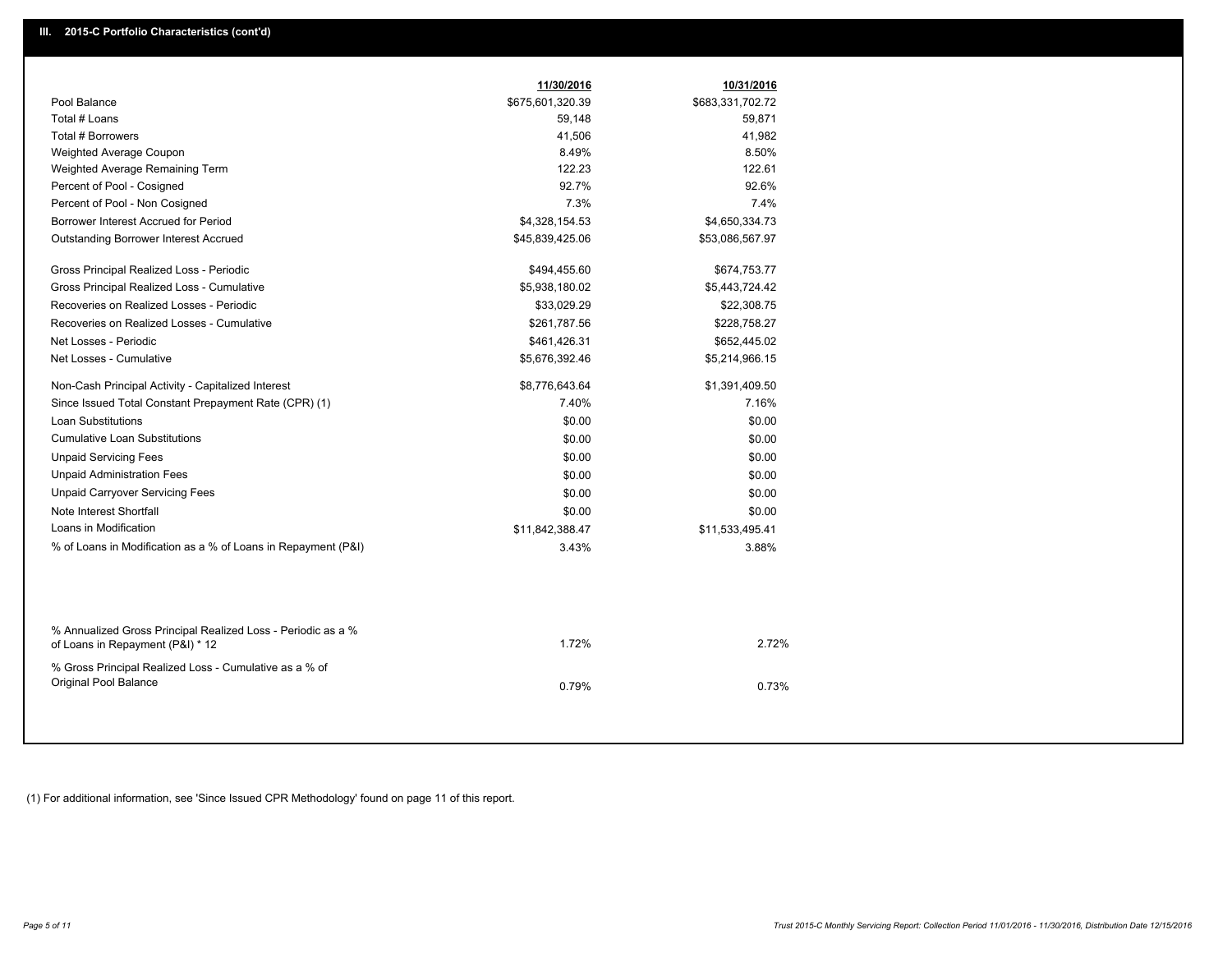## III. 2015-C Portfolio Characteristics (cont'd)

| | 11/30/2016 | 10/31/2016 |
|---|---|---|
| Pool Balance | $675,601,320.39 | $683,331,702.72 |
| Total # Loans | 59,148 | 59,871 |
| Total # Borrowers | 41,506 | 41,982 |
| Weighted Average Coupon | 8.49% | 8.50% |
| Weighted Average Remaining Term | 122.23 | 122.61 |
| Percent of Pool - Cosigned | 92.7% | 92.6% |
| Percent of Pool - Non Cosigned | 7.3% | 7.4% |
| Borrower Interest Accrued for Period | $4,328,154.53 | $4,650,334.73 |
| Outstanding Borrower Interest Accrued | $45,839,425.06 | $53,086,567.97 |
| Gross Principal Realized Loss - Periodic | $494,455.60 | $674,753.77 |
| Gross Principal Realized Loss - Cumulative | $5,938,180.02 | $5,443,724.42 |
| Recoveries on Realized Losses - Periodic | $33,029.29 | $22,308.75 |
| Recoveries on Realized Losses - Cumulative | $261,787.56 | $228,758.27 |
| Net Losses - Periodic | $461,426.31 | $652,445.02 |
| Net Losses - Cumulative | $5,676,392.46 | $5,214,966.15 |
| Non-Cash Principal Activity - Capitalized Interest | $8,776,643.64 | $1,391,409.50 |
| Since Issued Total Constant Prepayment Rate (CPR) (1) | 7.40% | 7.16% |
| Loan Substitutions | $0.00 | $0.00 |
| Cumulative Loan Substitutions | $0.00 | $0.00 |
| Unpaid Servicing Fees | $0.00 | $0.00 |
| Unpaid Administration Fees | $0.00 | $0.00 |
| Unpaid Carryover Servicing Fees | $0.00 | $0.00 |
| Note Interest Shortfall | $0.00 | $0.00 |
| Loans in Modification | $11,842,388.47 | $11,533,495.41 |
| % of Loans in Modification as a % of Loans in Repayment (P&I) | 3.43% | 3.88% |
| % Annualized Gross Principal Realized Loss - Periodic as a % of Loans in Repayment (P&I) * 12 | 1.72% | 2.72% |
| % Gross Principal Realized Loss - Cumulative as a % of Original Pool Balance | 0.79% | 0.73% |

(1) For additional information, see 'Since Issued CPR Methodology' found on page 11 of this report.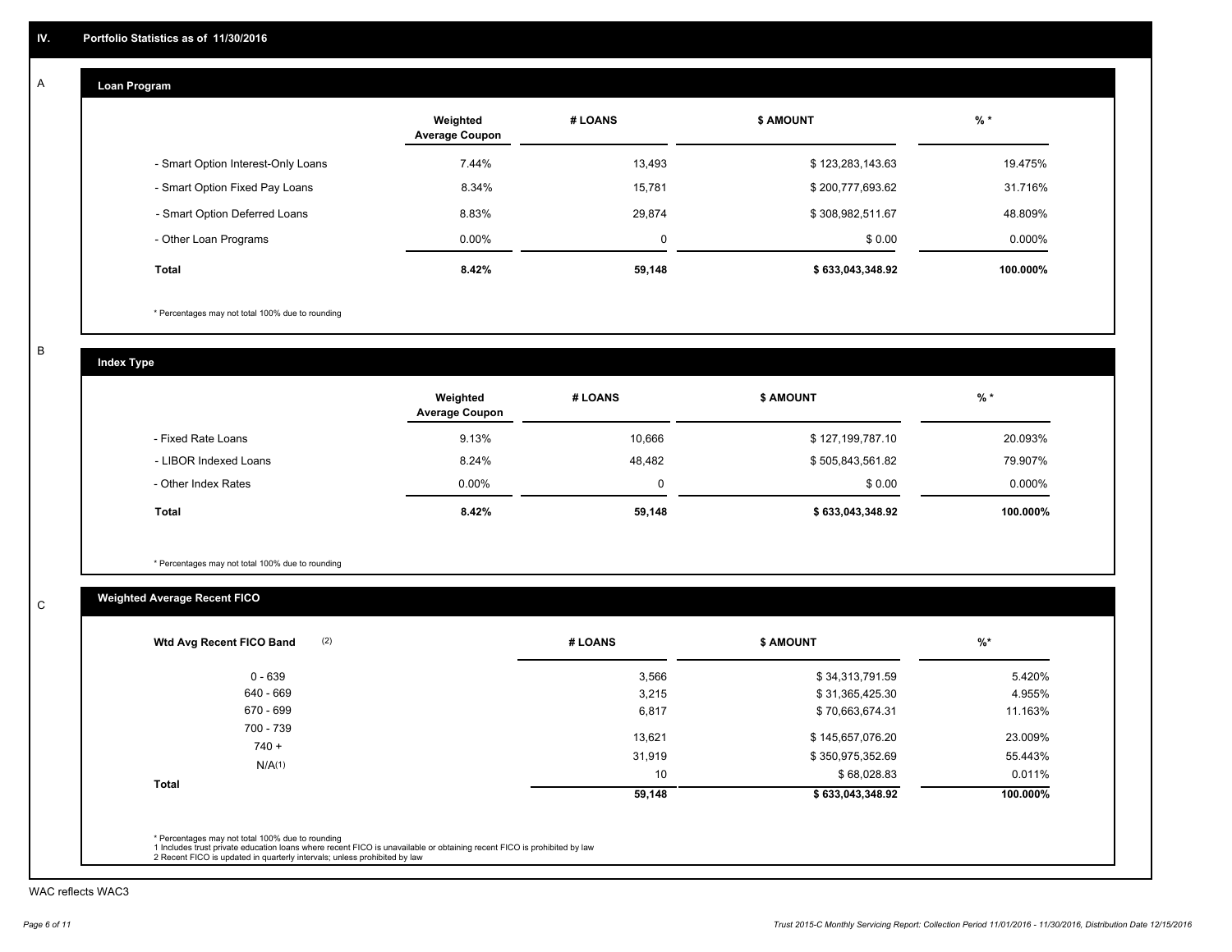## IV. Portfolio Statistics as of 11/30/2016

### A Loan Program

| | Weighted Average Coupon | # LOANS | $ AMOUNT | % * |
|---|---|---|---|---|
| - Smart Option Interest-Only Loans | 7.44% | 13,493 | $ 123,283,143.63 | 19.475% |
| - Smart Option Fixed Pay Loans | 8.34% | 15,781 | $ 200,777,693.62 | 31.716% |
| - Smart Option Deferred Loans | 8.83% | 29,874 | $ 308,982,511.67 | 48.809% |
| - Other Loan Programs | 0.00% | 0 | $ 0.00 | 0.000% |
| **Total** | **8.42%** | **59,148** | **$ 633,043,348.92** | **100.000%** |

* Percentages may not total 100% due to rounding

### B Index Type

| | Weighted Average Coupon | # LOANS | $ AMOUNT | % * |
|---|---|---|---|---|
| - Fixed Rate Loans | 9.13% | 10,666 | $ 127,199,787.10 | 20.093% |
| - LIBOR Indexed Loans | 8.24% | 48,482 | $ 505,843,561.82 | 79.907% |
| - Other Index Rates | 0.00% | 0 | $ 0.00 | 0.000% |
| **Total** | **8.42%** | **59,148** | **$ 633,043,348.92** | **100.000%** |

* Percentages may not total 100% due to rounding

### C Weighted Average Recent FICO

| Wtd Avg Recent FICO Band (2) | # LOANS | $ AMOUNT | %* |
|---|---|---|---|
| 0 - 639 | 3,566 | $ 34,313,791.59 | 5.420% |
| 640 - 669 | 3,215 | $ 31,365,425.30 | 4.955% |
| 670 - 699 | 6,817 | $ 70,663,674.31 | 11.163% |
| 700 - 739 | 13,621 | $ 145,657,076.20 | 23.009% |
| 740 + | 31,919 | $ 350,975,352.69 | 55.443% |
| N/A(1) | 10 | $ 68,028.83 | 0.011% |
| **Total** | **59,148** | **$ 633,043,348.92** | **100.000%** |

* Percentages may not total 100% due to rounding
1 Includes trust private education loans where recent FICO is unavailable or obtaining recent FICO is prohibited by law
2 Recent FICO is updated in quarterly intervals; unless prohibited by law

WAC reflects WAC3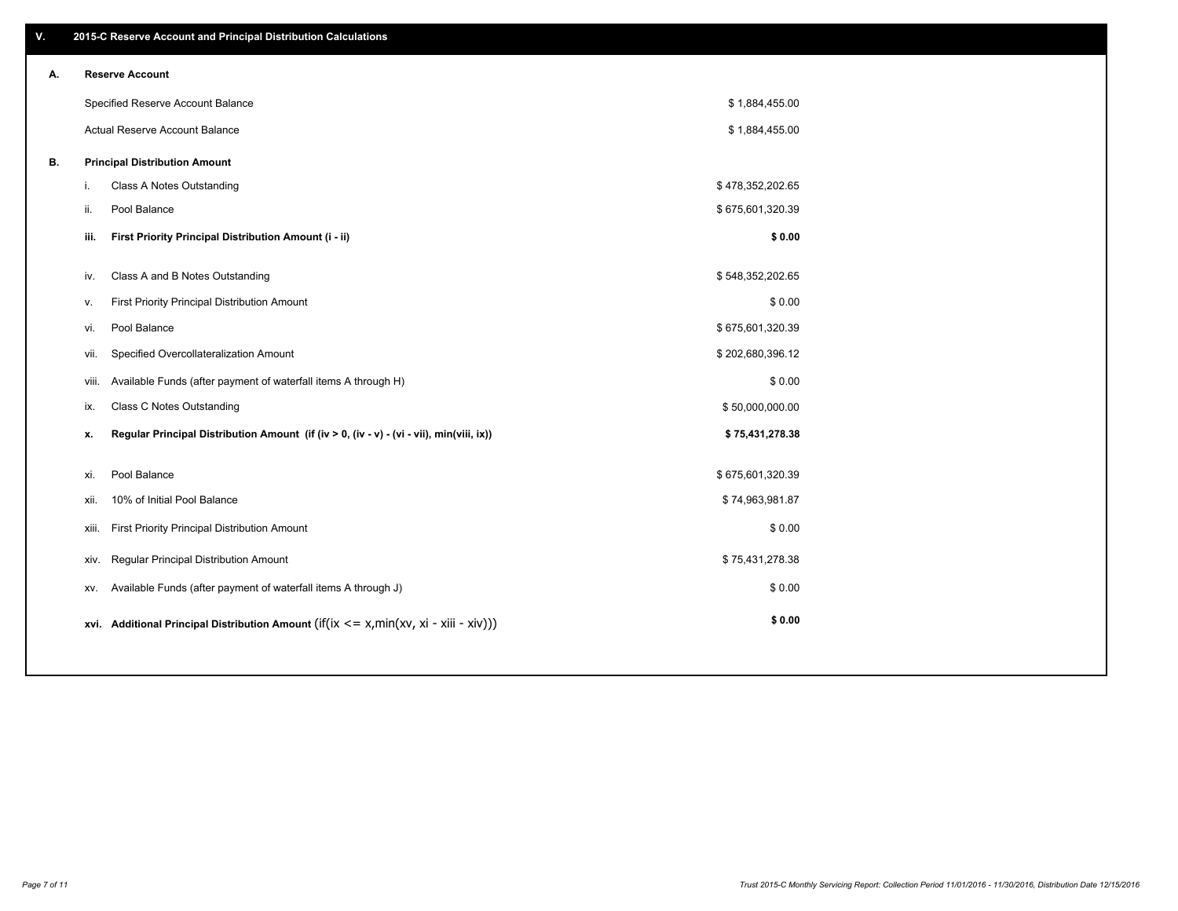## V. 2015-C Reserve Account and Principal Distribution Calculations

| | | |
|---|---|---|
| **A.** | **Reserve Account** | |
| | Specified Reserve Account Balance | $ 1,884,455.00 |
| | Actual Reserve Account Balance | $ 1,884,455.00 |
| **B.** | **Principal Distribution Amount** | |
| i. | Class A Notes Outstanding | $ 478,352,202.65 |
| ii. | Pool Balance | $ 675,601,320.39 |
| **iii.** | **First Priority Principal Distribution Amount (i - ii)** | **$ 0.00** |
| iv. | Class A and B Notes Outstanding | $ 548,352,202.65 |
| v. | First Priority Principal Distribution Amount | $ 0.00 |
| vi. | Pool Balance | $ 675,601,320.39 |
| vii. | Specified Overcollateralization Amount | $ 202,680,396.12 |
| viii. | Available Funds (after payment of waterfall items A through H) | $ 0.00 |
| ix. | Class C Notes Outstanding | $ 50,000,000.00 |
| **x.** | **Regular Principal Distribution Amount (if (iv > 0, (iv - v) - (vi - vii), min(viii, ix))** | **$ 75,431,278.38** |
| xi. | Pool Balance | $ 675,601,320.39 |
| xii. | 10% of Initial Pool Balance | $ 74,963,981.87 |
| xiii. | First Priority Principal Distribution Amount | $ 0.00 |
| xiv. | Regular Principal Distribution Amount | $ 75,431,278.38 |
| xv. | Available Funds (after payment of waterfall items A through J) | $ 0.00 |
| **xvi.** | **Additional Principal Distribution Amount** (if(ix <= x,min(xv, xi - xiii - xiv))) | **$ 0.00** |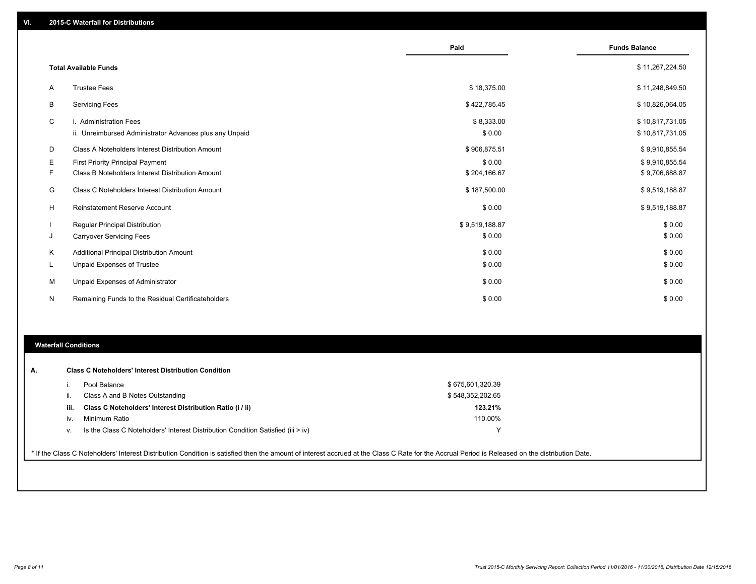## VI. 2015-C Waterfall for Distributions

| | | Paid | Funds Balance |
|---|---|---|---|
| | **Total Available Funds** | | $ 11,267,224.50 |
| A | Trustee Fees | $ 18,375.00 | $ 11,248,849.50 |
| B | Servicing Fees | $ 422,785.45 | $ 10,826,064.05 |
| C | i. Administration Fees | $ 8,333.00 | $ 10,817,731.05 |
| | ii. Unreimbursed Administrator Advances plus any Unpaid | $ 0.00 | $ 10,817,731.05 |
| D | Class A Noteholders Interest Distribution Amount | $ 906,875.51 | $ 9,910,855.54 |
| E | First Priority Principal Payment | $ 0.00 | $ 9,910,855.54 |
| F | Class B Noteholders Interest Distribution Amount | $ 204,166.67 | $ 9,706,688.87 |
| G | Class C Noteholders Interest Distribution Amount | $ 187,500.00 | $ 9,519,188.87 |
| H | Reinstatement Reserve Account | $ 0.00 | $ 9,519,188.87 |
| I | Regular Principal Distribution | $ 9,519,188.87 | $ 0.00 |
| J | Carryover Servicing Fees | $ 0.00 | $ 0.00 |
| K | Additional Principal Distribution Amount | $ 0.00 | $ 0.00 |
| L | Unpaid Expenses of Trustee | $ 0.00 | $ 0.00 |
| M | Unpaid Expenses of Administrator | $ 0.00 | $ 0.00 |
| N | Remaining Funds to the Residual Certificateholders | $ 0.00 | $ 0.00 |

## Waterfall Conditions

**A. Class C Noteholders' Interest Distribution Condition**

| | | |
|---|---|---|
| i. | Pool Balance | $ 675,601,320.39 |
| ii. | Class A and B Notes Outstanding | $ 548,352,202.65 |
| **iii.** | **Class C Noteholders' Interest Distribution Ratio (i / ii)** | **123.21%** |
| iv. | Minimum Ratio | 110.00% |
| v. | Is the Class C Noteholders' Interest Distribution Condition Satisfied (iii > iv) | Y |

* If the Class C Noteholders' Interest Distribution Condition is satisfied then the amount of interest accrued at the Class C Rate for the Accrual Period is Released on the distribution Date.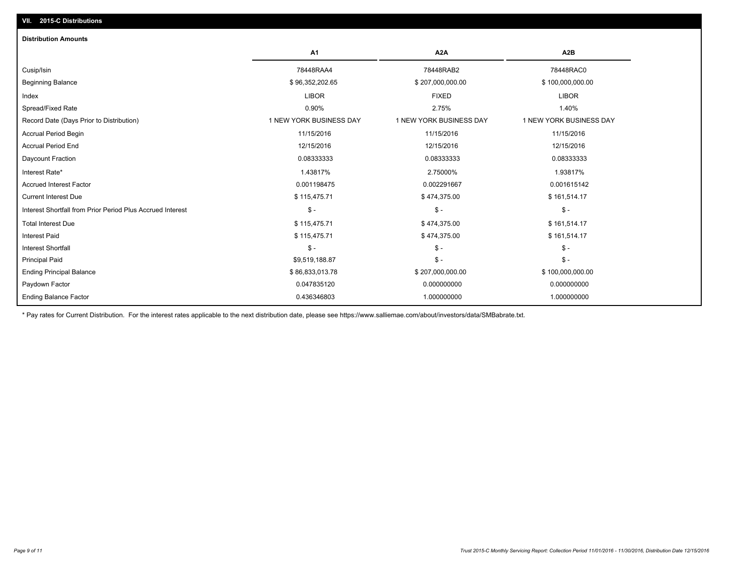## VII. 2015-C Distributions

### Distribution Amounts

| | A1 | A2A | A2B |
|---|---|---|---|
| Cusip/Isin | 78448RAA4 | 78448RAB2 | 78448RAC0 |
| Beginning Balance | $ 96,352,202.65 | $ 207,000,000.00 | $ 100,000,000.00 |
| Index | LIBOR | FIXED | LIBOR |
| Spread/Fixed Rate | 0.90% | 2.75% | 1.40% |
| Record Date (Days Prior to Distribution) | 1 NEW YORK BUSINESS DAY | 1 NEW YORK BUSINESS DAY | 1 NEW YORK BUSINESS DAY |
| Accrual Period Begin | 11/15/2016 | 11/15/2016 | 11/15/2016 |
| Accrual Period End | 12/15/2016 | 12/15/2016 | 12/15/2016 |
| Daycount Fraction | 0.08333333 | 0.08333333 | 0.08333333 |
| Interest Rate* | 1.43817% | 2.75000% | 1.93817% |
| Accrued Interest Factor | 0.001198475 | 0.002291667 | 0.001615142 |
| Current Interest Due | $ 115,475.71 | $ 474,375.00 | $ 161,514.17 |
| Interest Shortfall from Prior Period Plus Accrued Interest | $ - | $ - | $ - |
| Total Interest Due | $ 115,475.71 | $ 474,375.00 | $ 161,514.17 |
| Interest Paid | $ 115,475.71 | $ 474,375.00 | $ 161,514.17 |
| Interest Shortfall | $ - | $ - | $ - |
| Principal Paid | $9,519,188.87 | $ - | $ - |
| Ending Principal Balance | $ 86,833,013.78 | $ 207,000,000.00 | $ 100,000,000.00 |
| Paydown Factor | 0.047835120 | 0.000000000 | 0.000000000 |
| Ending Balance Factor | 0.436346803 | 1.000000000 | 1.000000000 |

* Pay rates for Current Distribution. For the interest rates applicable to the next distribution date, please see https://www.salliemae.com/about/investors/data/SMBabrate.txt.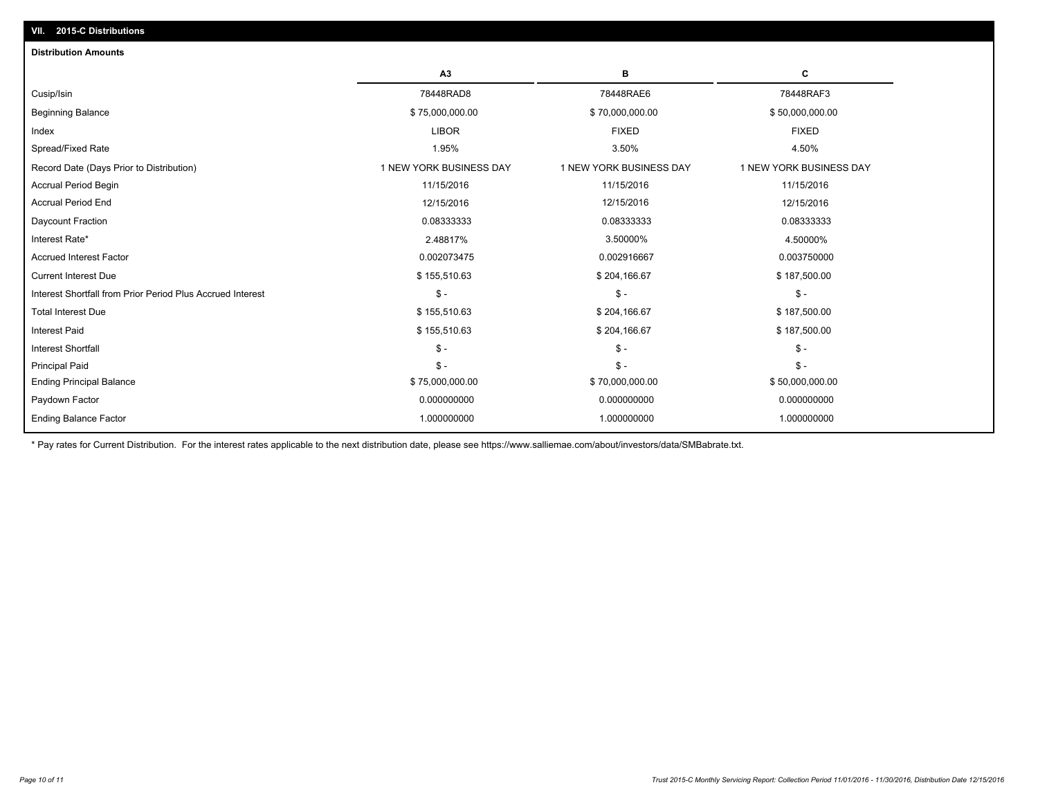## VII. 2015-C Distributions

### Distribution Amounts

| | A3 | B | C |
|---|---|---|---|
| Cusip/Isin | 78448RAD8 | 78448RAE6 | 78448RAF3 |
| Beginning Balance | $ 75,000,000.00 | $ 70,000,000.00 | $ 50,000,000.00 |
| Index | LIBOR | FIXED | FIXED |
| Spread/Fixed Rate | 1.95% | 3.50% | 4.50% |
| Record Date (Days Prior to Distribution) | 1 NEW YORK BUSINESS DAY | 1 NEW YORK BUSINESS DAY | 1 NEW YORK BUSINESS DAY |
| Accrual Period Begin | 11/15/2016 | 11/15/2016 | 11/15/2016 |
| Accrual Period End | 12/15/2016 | 12/15/2016 | 12/15/2016 |
| Daycount Fraction | 0.08333333 | 0.08333333 | 0.08333333 |
| Interest Rate* | 2.48817% | 3.50000% | 4.50000% |
| Accrued Interest Factor | 0.002073475 | 0.002916667 | 0.003750000 |
| Current Interest Due | $ 155,510.63 | $ 204,166.67 | $ 187,500.00 |
| Interest Shortfall from Prior Period Plus Accrued Interest | $ - | $ - | $ - |
| Total Interest Due | $ 155,510.63 | $ 204,166.67 | $ 187,500.00 |
| Interest Paid | $ 155,510.63 | $ 204,166.67 | $ 187,500.00 |
| Interest Shortfall | $ - | $ - | $ - |
| Principal Paid | $ - | $ - | $ - |
| Ending Principal Balance | $ 75,000,000.00 | $ 70,000,000.00 | $ 50,000,000.00 |
| Paydown Factor | 0.000000000 | 0.000000000 | 0.000000000 |
| Ending Balance Factor | 1.000000000 | 1.000000000 | 1.000000000 |

* Pay rates for Current Distribution. For the interest rates applicable to the next distribution date, please see https://www.salliemae.com/about/investors/data/SMBabrate.txt.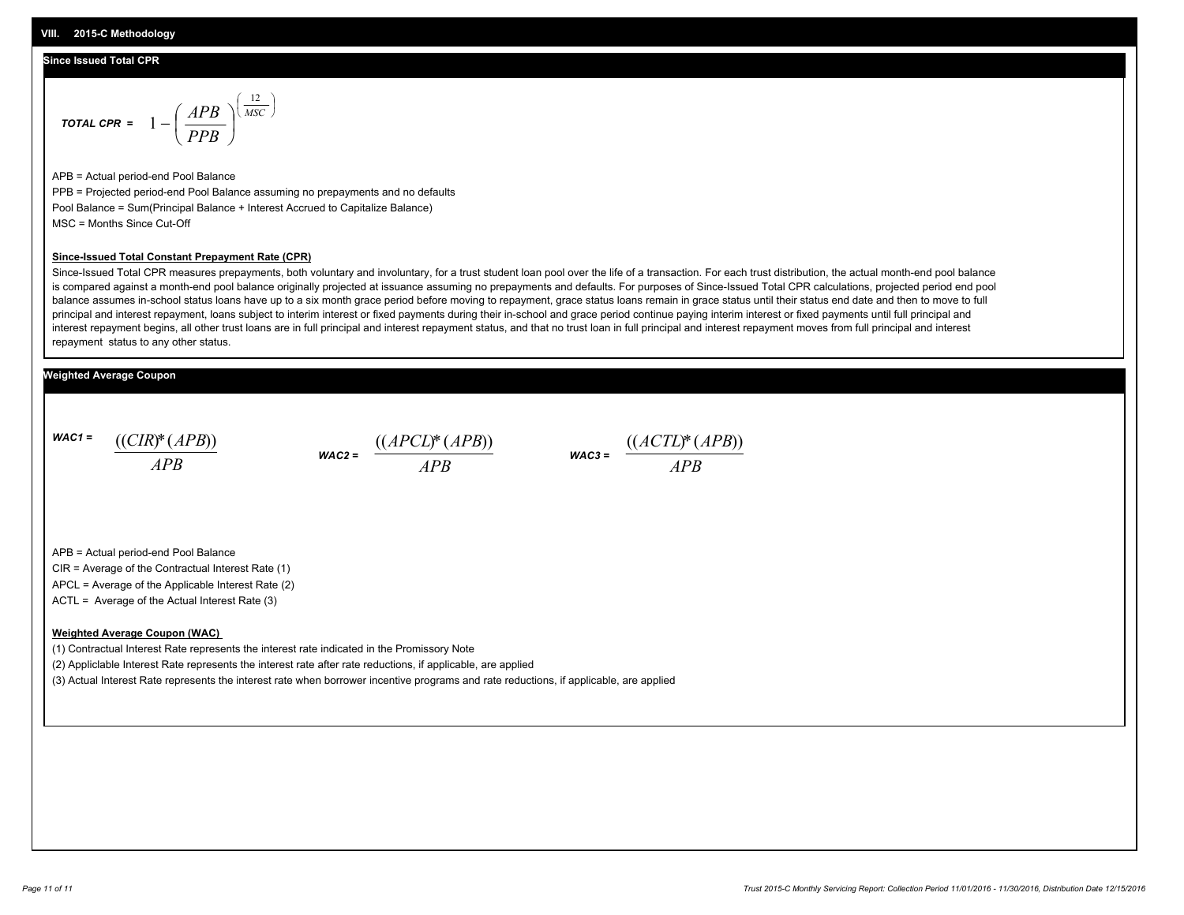## VIII. 2015-C Methodology

### Since Issued Total CPR

**TOTAL CPR =** $$1 - \left( \frac{APB}{PPB} \right)^{\left( \frac{12}{MSC} \right)}$$

APB = Actual period-end Pool Balance

PPB = Projected period-end Pool Balance assuming no prepayments and no defaults

Pool Balance = Sum(Principal Balance + Interest Accrued to Capitalize Balance)

MSC = Months Since Cut-Off

**Since-Issued Total Constant Prepayment Rate (CPR)**

Since-Issued Total CPR measures prepayments, both voluntary and involuntary, for a trust student loan pool over the life of a transaction. For each trust distribution, the actual month-end pool balance is compared against a month-end pool balance originally projected at issuance assuming no prepayments and defaults. For purposes of Since-Issued Total CPR calculations, projected period end pool balance assumes in-school status loans have up to a six month grace period before moving to repayment, grace status loans remain in grace status until their status end date and then to move to full principal and interest repayment, loans subject to interim interest or fixed payments during their in-school and grace period continue paying interim interest or fixed payments until full principal and interest repayment begins, all other trust loans are in full principal and interest repayment status, and that no trust loan in full principal and interest repayment moves from full principal and interest repayment status to any other status.

### Weighted Average Coupon

**WAC1 =** $$\frac{((CIR)*(APB))}{APB}$$

**WAC2 =** $$\frac{((APCL)*(APB))}{APB}$$

**WAC3 =** $$\frac{((ACTL)*(APB))}{APB}$$

APB = Actual period-end Pool Balance

CIR = Average of the Contractual Interest Rate (1)

APCL = Average of the Applicable Interest Rate (2)

ACTL = Average of the Actual Interest Rate (3)

**Weighted Average Coupon (WAC)**

(1) Contractual Interest Rate represents the interest rate indicated in the Promissory Note

(2) Appliclable Interest Rate represents the interest rate after rate reductions, if applicable, are applied

(3) Actual Interest Rate represents the interest rate when borrower incentive programs and rate reductions, if applicable, are applied